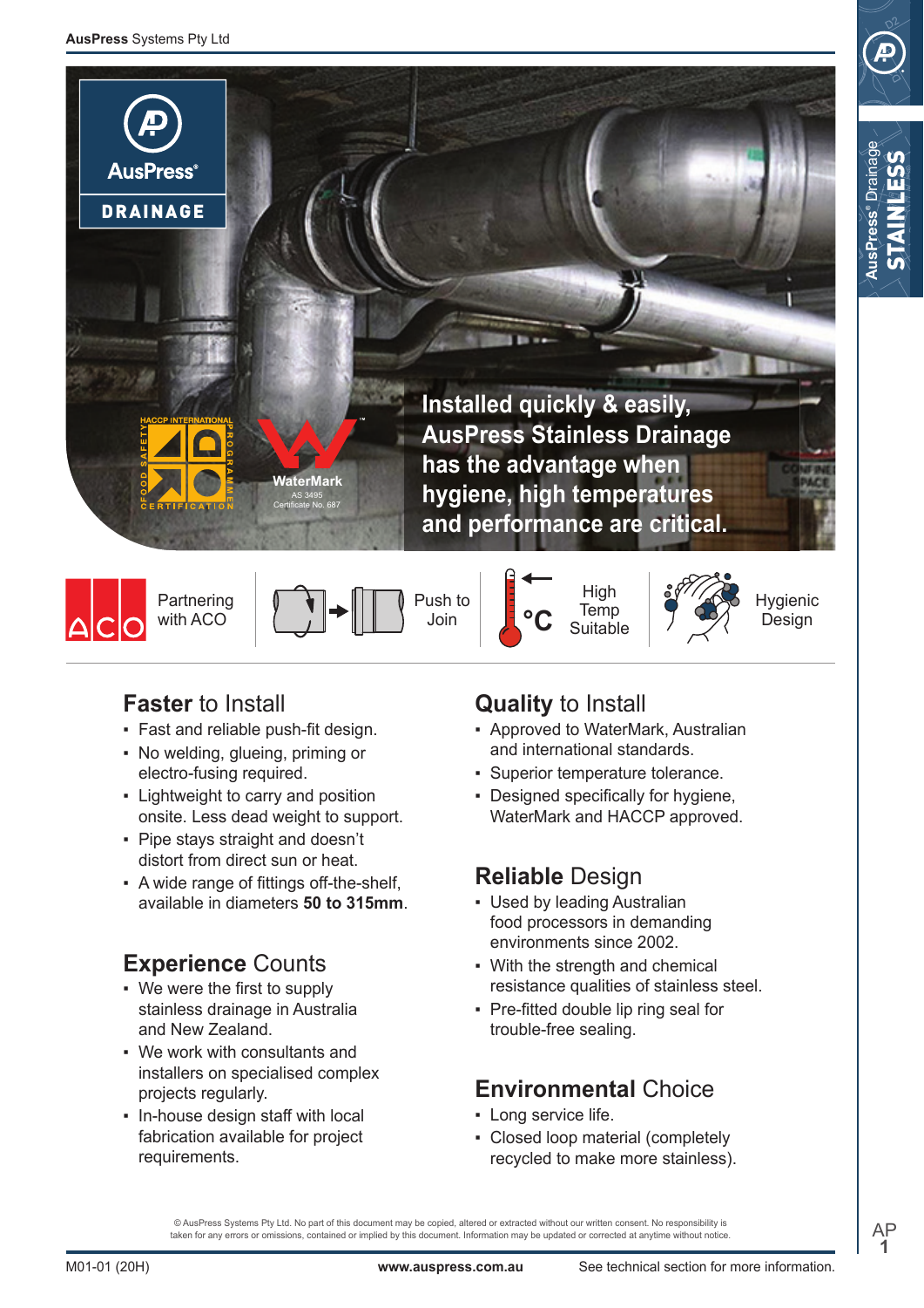AusPress® DRAINAGE

Installed quickly & easily, AusPress Stainless Drainage has the advantage when hygiene, high temperatures and performance are critical.

Partnering with ACO | Push to Join | High Temp Suitable | Hygienic Design

## **Faster** to Install

- Fast and reliable push-fit design.
- No welding, glueing, priming or electro-fusing required.
- Lightweight to carry and position onsite. Less dead weight to support.
- Pipe stays straight and doesn't distort from direct sun or heat.
- A wide range of fittings off-the-shelf, available in diameters **50 to 315mm**.

## **Experience** Counts

- We were the first to supply stainless drainage in Australia and New Zealand.
- We work with consultants and installers on specialised complex projects regularly.
- In-house design staff with local fabrication available for project requirements.

## **Quality** to Install

- Approved to WaterMark, Australian and international standards.
- Superior temperature tolerance.
- Designed specifically for hygiene, WaterMark and HACCP approved.

## **Reliable** Design

- Used by leading Australian food processors in demanding environments since 2002.
- With the strength and chemical resistance qualities of stainless steel.
- Pre-fitted double lip ring seal for trouble-free sealing.

## **Environmental** Choice

- Long service life.
- Closed loop material (completely recycled to make more stainless).

© AusPress Systems Pty Ltd. No part of this document may be copied, altered or extracted without our written consent. No responsibility is taken for any errors or omissions, contained or implied by this document. Information may be updated or corrected at anytime without notice.

M01-01 (20H) www.auspress.com.au See technical section for more information.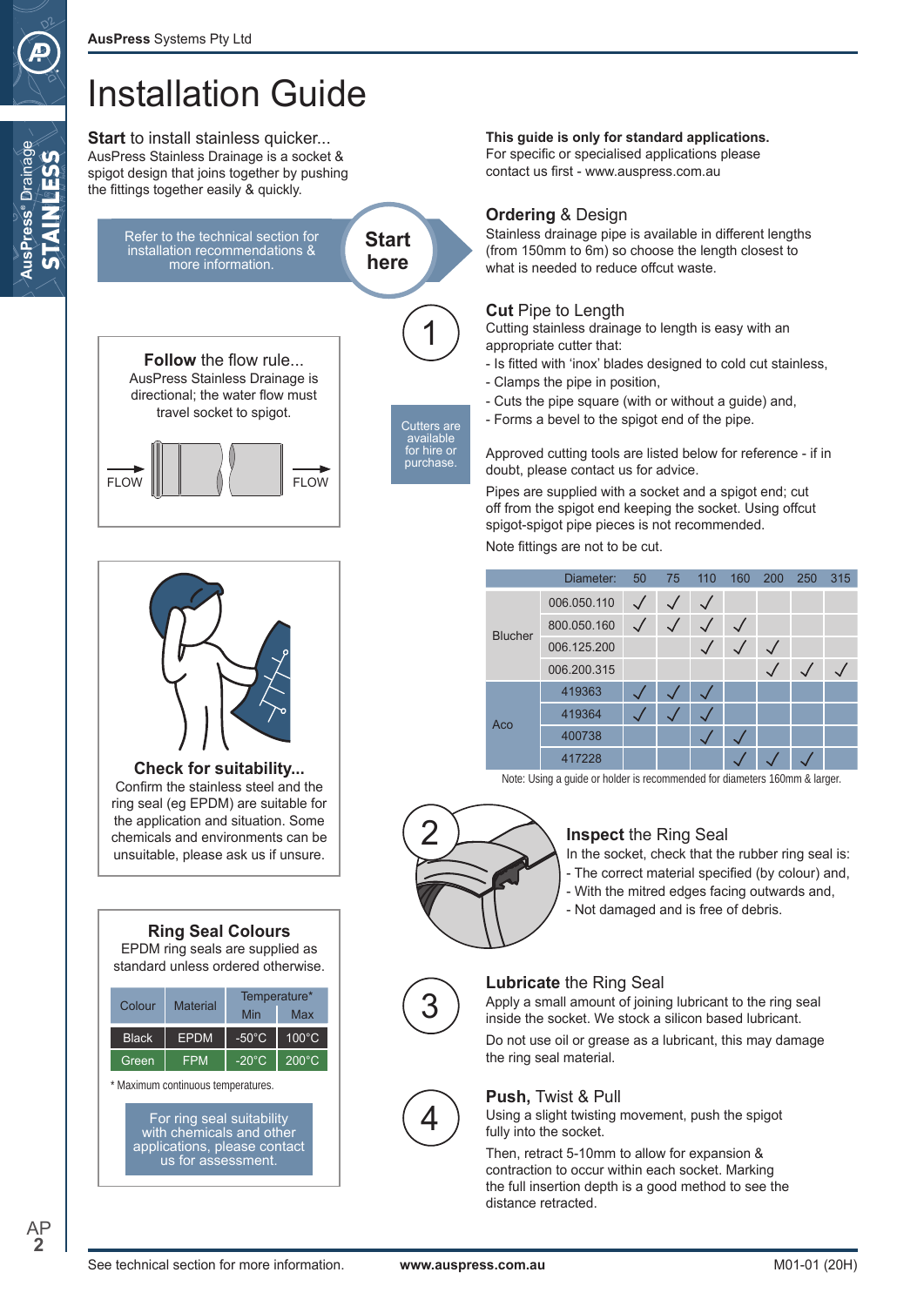# Installation Guide

**Start** to install stainless quicker...
AusPress Stainless Drainage is a socket & spigot design that joins together by pushing the fittings together easily & quickly.

Refer to the technical section for installation recommendations & more information.

**Start here**

**Follow** the flow rule...
AusPress Stainless Drainage is directional; the water flow must travel socket to spigot.

FLOW FLOW

**Check for suitability...**
Confirm the stainless steel and the ring seal (eg EPDM) are suitable for the application and situation. Some chemicals and environments can be unsuitable, please ask us if unsure.

### Ring Seal Colours

EPDM ring seals are supplied as standard unless ordered otherwise.

| Colour | Material | Temperature* | |
|---|---|---|---|
| | | Min | Max |
| Black | EPDM | -50°C | 100°C |
| Green | FPM | -20°C | 200°C |

\* Maximum continuous temperatures.

For ring seal suitability with chemicals and other applications, please contact us for assessment.

**This guide is only for standard applications.**
For specific or specialised applications please contact us first - www.auspress.com.au

## Ordering & Design

Stainless drainage pipe is available in different lengths (from 150mm to 6m) so choose the length closest to what is needed to reduce offcut waste.

## 1 Cut Pipe to Length

Cutting stainless drainage to length is easy with an appropriate cutter that:
- Is fitted with 'inox' blades designed to cold cut stainless,
- Clamps the pipe in position,
- Cuts the pipe square (with or without a guide) and,
- Forms a bevel to the spigot end of the pipe.

Cutters are available for hire or purchase.

Approved cutting tools are listed below for reference - if in doubt, please contact us for advice.

Pipes are supplied with a socket and a spigot end; cut off from the spigot end keeping the socket. Using offcut spigot-spigot pipe pieces is not recommended.

Note fittings are not to be cut.

| | Diameter: | 50 | 75 | 110 | 160 | 200 | 250 | 315 |
|---|---|---|---|---|---|---|---|---|
| Blucher | 006.050.110 | ✓ | ✓ | ✓ | | | | |
| | 800.050.160 | ✓ | ✓ | ✓ | ✓ | | | |
| | 006.125.200 | | | ✓ | ✓ | ✓ | | |
| | 006.200.315 | | | | | ✓ | ✓ | ✓ |
| Aco | 419363 | ✓ | ✓ | ✓ | | | | |
| | 419364 | ✓ | ✓ | ✓ | | | | |
| | 400738 | | | ✓ | ✓ | | | |
| | 417228 | | | | ✓ | ✓ | ✓ | |

Note: Using a guide or holder is recommended for diameters 160mm & larger.

## 2 Inspect the Ring Seal

In the socket, check that the rubber ring seal is:
- The correct material specified (by colour) and,
- With the mitred edges facing outwards and,
- Not damaged and is free of debris.

## 3 Lubricate the Ring Seal

Apply a small amount of joining lubricant to the ring seal inside the socket. We stock a silicon based lubricant.

Do not use oil or grease as a lubricant, this may damage the ring seal material.

## 4 Push, Twist & Pull

Using a slight twisting movement, push the spigot fully into the socket.

Then, retract 5-10mm to allow for expansion & contraction to occur within each socket. Marking the full insertion depth is a good method to see the distance retracted.

See technical section for more information.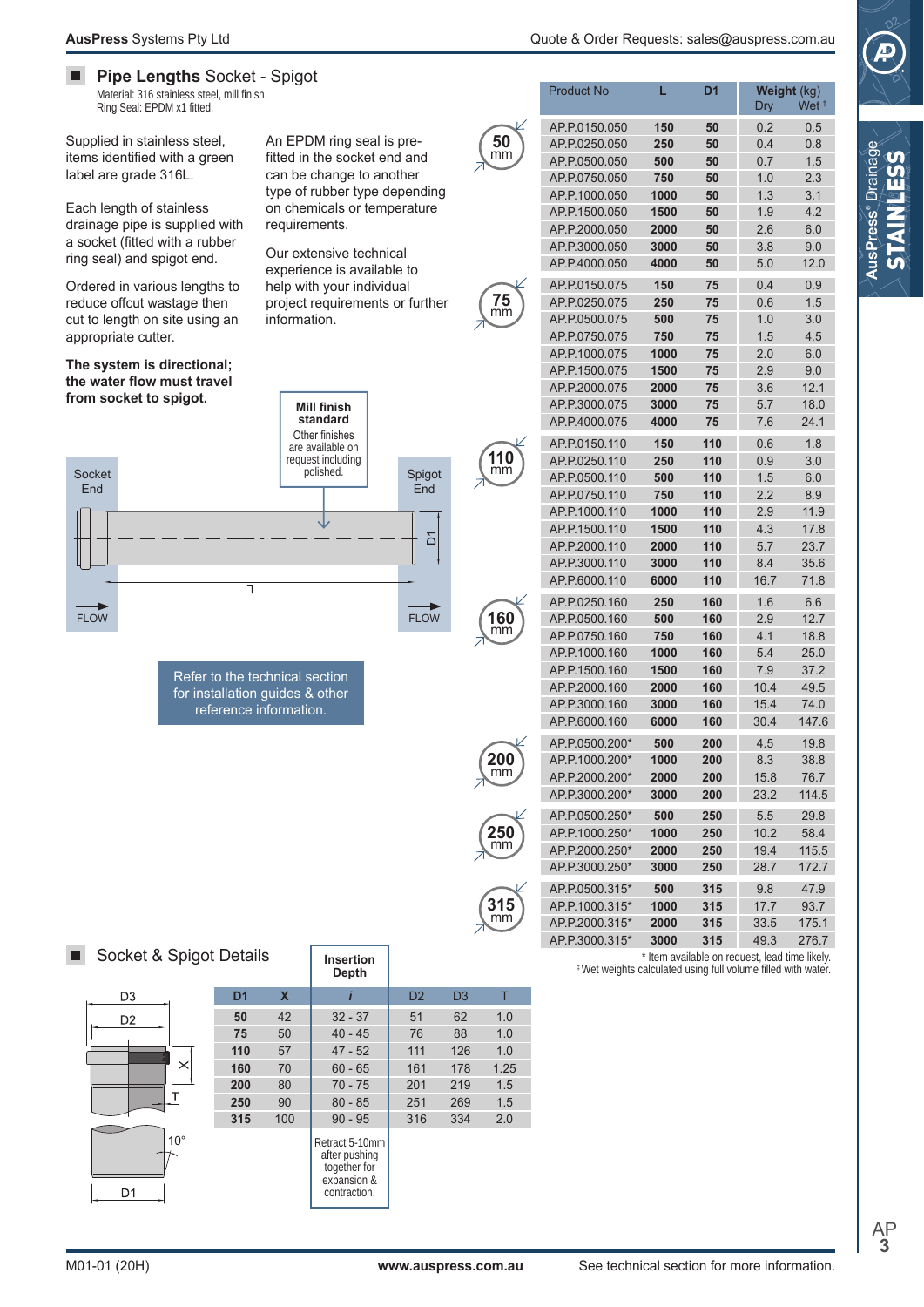## Pipe Lengths Socket - Spigot

Material: 316 stainless steel, mill finish.
Ring Seal: EPDM x1 fitted.

Supplied in stainless steel, items identified with a green label are grade 316L.

Each length of stainless drainage pipe is supplied with a socket (fitted with a rubber ring seal) and spigot end.

Ordered in various lengths to reduce offcut wastage then cut to length on site using an appropriate cutter.

**The system is directional; the water flow must travel from socket to spigot.**

An EPDM ring seal is pre-fitted in the socket end and can be change to another type of rubber type depending on chemicals or temperature requirements.

Our extensive technical experience is available to help with your individual project requirements or further information.

**Mill finish standard**
Other finishes are available on request including polished.

Socket End — Spigot End — FLOW — L — D1

Refer to the technical section for installation guides & other reference information.

| Product No | L | D1 | Weight (kg) Dry | Wet ‡ |
|---|---|---|---|---|
| AP.P.0150.050 | 150 | 50 | 0.2 | 0.5 |
| AP.P.0250.050 | 250 | 50 | 0.4 | 0.8 |
| AP.P.0500.050 | 500 | 50 | 0.7 | 1.5 |
| AP.P.0750.050 | 750 | 50 | 1.0 | 2.3 |
| AP.P.1000.050 | 1000 | 50 | 1.3 | 3.1 |
| AP.P.1500.050 | 1500 | 50 | 1.9 | 4.2 |
| AP.P.2000.050 | 2000 | 50 | 2.6 | 6.0 |
| AP.P.3000.050 | 3000 | 50 | 3.8 | 9.0 |
| AP.P.4000.050 | 4000 | 50 | 5.0 | 12.0 |
| AP.P.0150.075 | 150 | 75 | 0.4 | 0.9 |
| AP.P.0250.075 | 250 | 75 | 0.6 | 1.5 |
| AP.P.0500.075 | 500 | 75 | 1.0 | 3.0 |
| AP.P.0750.075 | 750 | 75 | 1.5 | 4.5 |
| AP.P.1000.075 | 1000 | 75 | 2.0 | 6.0 |
| AP.P.1500.075 | 1500 | 75 | 2.9 | 9.0 |
| AP.P.2000.075 | 2000 | 75 | 3.6 | 12.1 |
| AP.P.3000.075 | 3000 | 75 | 5.7 | 18.0 |
| AP.P.4000.075 | 4000 | 75 | 7.6 | 24.1 |
| AP.P.0150.110 | 150 | 110 | 0.6 | 1.8 |
| AP.P.0250.110 | 250 | 110 | 0.9 | 3.0 |
| AP.P.0500.110 | 500 | 110 | 1.5 | 6.0 |
| AP.P.0750.110 | 750 | 110 | 2.2 | 8.9 |
| AP.P.1000.110 | 1000 | 110 | 2.9 | 11.9 |
| AP.P.1500.110 | 1500 | 110 | 4.3 | 17.8 |
| AP.P.2000.110 | 2000 | 110 | 5.7 | 23.7 |
| AP.P.3000.110 | 3000 | 110 | 8.4 | 35.6 |
| AP.P.6000.110 | 6000 | 110 | 16.7 | 71.8 |
| AP.P.0250.160 | 250 | 160 | 1.6 | 6.6 |
| AP.P.0500.160 | 500 | 160 | 2.9 | 12.7 |
| AP.P.0750.160 | 750 | 160 | 4.1 | 18.8 |
| AP.P.1000.160 | 1000 | 160 | 5.4 | 25.0 |
| AP.P.1500.160 | 1500 | 160 | 7.9 | 37.2 |
| AP.P.2000.160 | 2000 | 160 | 10.4 | 49.5 |
| AP.P.3000.160 | 3000 | 160 | 15.4 | 74.0 |
| AP.P.6000.160 | 6000 | 160 | 30.4 | 147.6 |
| AP.P.0500.200* | 500 | 200 | 4.5 | 19.8 |
| AP.P.1000.200* | 1000 | 200 | 8.3 | 38.8 |
| AP.P.2000.200* | 2000 | 200 | 15.8 | 76.7 |
| AP.P.3000.200* | 3000 | 200 | 23.2 | 114.5 |
| AP.P.0500.250* | 500 | 250 | 5.5 | 29.8 |
| AP.P.1000.250* | 1000 | 250 | 10.2 | 58.4 |
| AP.P.2000.250* | 2000 | 250 | 19.4 | 115.5 |
| AP.P.3000.250* | 3000 | 250 | 28.7 | 172.7 |
| AP.P.0500.315* | 500 | 315 | 9.8 | 47.9 |
| AP.P.1000.315* | 1000 | 315 | 17.7 | 93.7 |
| AP.P.2000.315* | 2000 | 315 | 33.5 | 175.1 |
| AP.P.3000.315* | 3000 | 315 | 49.3 | 276.7 |

\* Item available on request, lead time likely.
‡ Wet weights calculated using full volume filled with water.

## Socket & Spigot Details

| D1 | X | Insertion Depth *i* | D2 | D3 | T |
|---|---|---|---|---|---|
| 50 | 42 | 32 - 37 | 51 | 62 | 1.0 |
| 75 | 50 | 40 - 45 | 76 | 88 | 1.0 |
| 110 | 57 | 47 - 52 | 111 | 126 | 1.0 |
| 160 | 70 | 60 - 65 | 161 | 178 | 1.25 |
| 200 | 80 | 70 - 75 | 201 | 219 | 1.5 |
| 250 | 90 | 80 - 85 | 251 | 269 | 1.5 |
| 315 | 100 | 90 - 95 | 316 | 334 | 2.0 |

Retract 5-10mm after pushing together for expansion & contraction.

D3 — D2 — X — T — 10° — D1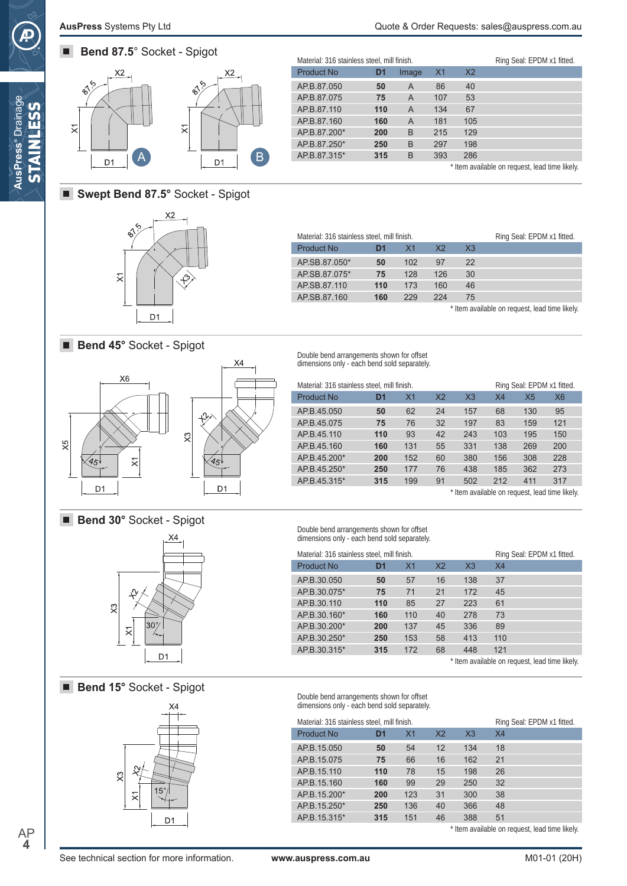## Bend 87.5° Socket - Spigot

Material: 316 stainless steel, mill finish. Ring Seal: EPDM x1 fitted.

| Product No | D1 | Image | X1 | X2 |
|---|---|---|---|---|
| AP.B.87.050 | 50 | A | 86 | 40 |
| AP.B.87.075 | 75 | A | 107 | 53 |
| AP.B.87.110 | 110 | A | 134 | 67 |
| AP.B.87.160 | 160 | A | 181 | 105 |
| AP.B.87.200* | 200 | B | 215 | 129 |
| AP.B.87.250* | 250 | B | 297 | 198 |
| AP.B.87.315* | 315 | B | 393 | 286 |

\* Item available on request, lead time likely.

## Swept Bend 87.5° Socket - Spigot

Material: 316 stainless steel, mill finish. Ring Seal: EPDM x1 fitted.

| Product No | D1 | X1 | X2 | X3 |
|---|---|---|---|---|
| AP.SB.87.050* | 50 | 102 | 97 | 22 |
| AP.SB.87.075* | 75 | 128 | 126 | 30 |
| AP.SB.87.110 | 110 | 173 | 160 | 46 |
| AP.SB.87.160 | 160 | 229 | 224 | 75 |

\* Item available on request, lead time likely.

## Bend 45° Socket - Spigot

Double bend arrangements shown for offset dimensions only - each bend sold separately.

Material: 316 stainless steel, mill finish. Ring Seal: EPDM x1 fitted.

| Product No | D1 | X1 | X2 | X3 | X4 | X5 | X6 |
|---|---|---|---|---|---|---|---|
| AP.B.45.050 | 50 | 62 | 24 | 157 | 68 | 130 | 95 |
| AP.B.45.075 | 75 | 76 | 32 | 197 | 83 | 159 | 121 |
| AP.B.45.110 | 110 | 93 | 42 | 243 | 103 | 195 | 150 |
| AP.B.45.160 | 160 | 131 | 55 | 331 | 138 | 269 | 200 |
| AP.B.45.200* | 200 | 152 | 60 | 380 | 156 | 308 | 228 |
| AP.B.45.250* | 250 | 177 | 76 | 438 | 185 | 362 | 273 |
| AP.B.45.315* | 315 | 199 | 91 | 502 | 212 | 411 | 317 |

\* Item available on request, lead time likely.

## Bend 30° Socket - Spigot

Double bend arrangements shown for offset dimensions only - each bend sold separately.

Material: 316 stainless steel, mill finish. Ring Seal: EPDM x1 fitted.

| Product No | D1 | X1 | X2 | X3 | X4 |
|---|---|---|---|---|---|
| AP.B.30.050 | 50 | 57 | 16 | 138 | 37 |
| AP.B.30.075* | 75 | 71 | 21 | 172 | 45 |
| AP.B.30.110 | 110 | 85 | 27 | 223 | 61 |
| AP.B.30.160* | 160 | 110 | 40 | 278 | 73 |
| AP.B.30.200* | 200 | 137 | 45 | 336 | 89 |
| AP.B.30.250* | 250 | 153 | 58 | 413 | 110 |
| AP.B.30.315* | 315 | 172 | 68 | 448 | 121 |

\* Item available on request, lead time likely.

## Bend 15° Socket - Spigot

Double bend arrangements shown for offset dimensions only - each bend sold separately.

Material: 316 stainless steel, mill finish. Ring Seal: EPDM x1 fitted.

| Product No | D1 | X1 | X2 | X3 | X4 |
|---|---|---|---|---|---|
| AP.B.15.050 | 50 | 54 | 12 | 134 | 18 |
| AP.B.15.075 | 75 | 66 | 16 | 162 | 21 |
| AP.B.15.110 | 110 | 78 | 15 | 198 | 26 |
| AP.B.15.160 | 160 | 99 | 29 | 250 | 32 |
| AP.B.15.200* | 200 | 123 | 31 | 300 | 38 |
| AP.B.15.250* | 250 | 136 | 40 | 366 | 48 |
| AP.B.15.315* | 315 | 151 | 46 | 388 | 51 |

\* Item available on request, lead time likely.

See technical section for more information.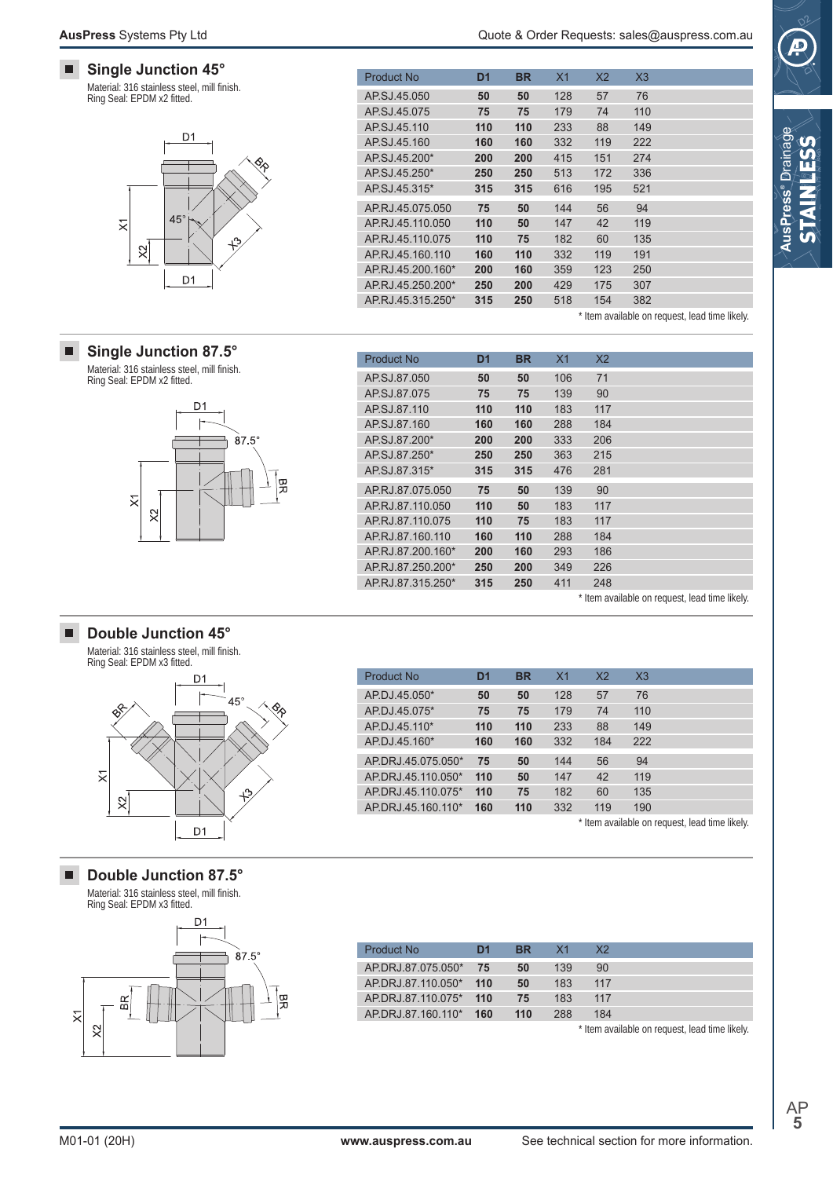## Single Junction 45°

Material: 316 stainless steel, mill finish.
Ring Seal: EPDM x2 fitted.

| Product No | D1 | BR | X1 | X2 | X3 |
|---|---|---|---|---|---|
| AP.SJ.45.050 | 50 | 50 | 128 | 57 | 76 |
| AP.SJ.45.075 | 75 | 75 | 179 | 74 | 110 |
| AP.SJ.45.110 | 110 | 110 | 233 | 88 | 149 |
| AP.SJ.45.160 | 160 | 160 | 332 | 119 | 222 |
| AP.SJ.45.200* | 200 | 200 | 415 | 151 | 274 |
| AP.SJ.45.250* | 250 | 250 | 513 | 172 | 336 |
| AP.SJ.45.315* | 315 | 315 | 616 | 195 | 521 |
| AP.RJ.45.075.050 | 75 | 50 | 144 | 56 | 94 |
| AP.RJ.45.110.050 | 110 | 50 | 147 | 42 | 119 |
| AP.RJ.45.110.075 | 110 | 75 | 182 | 60 | 135 |
| AP.RJ.45.160.110 | 160 | 110 | 332 | 119 | 191 |
| AP.RJ.45.200.160* | 200 | 160 | 359 | 123 | 250 |
| AP.RJ.45.250.200* | 250 | 200 | 429 | 175 | 307 |
| AP.RJ.45.315.250* | 315 | 250 | 518 | 154 | 382 |

* Item available on request, lead time likely.

## Single Junction 87.5°

Material: 316 stainless steel, mill finish.
Ring Seal: EPDM x2 fitted.

| Product No | D1 | BR | X1 | X2 |
|---|---|---|---|---|
| AP.SJ.87.050 | 50 | 50 | 106 | 71 |
| AP.SJ.87.075 | 75 | 75 | 139 | 90 |
| AP.SJ.87.110 | 110 | 110 | 183 | 117 |
| AP.SJ.87.160 | 160 | 160 | 288 | 184 |
| AP.SJ.87.200* | 200 | 200 | 333 | 206 |
| AP.SJ.87.250* | 250 | 250 | 363 | 215 |
| AP.SJ.87.315* | 315 | 315 | 476 | 281 |
| AP.RJ.87.075.050 | 75 | 50 | 139 | 90 |
| AP.RJ.87.110.050 | 110 | 50 | 183 | 117 |
| AP.RJ.87.110.075 | 110 | 75 | 183 | 117 |
| AP.RJ.87.160.110 | 160 | 110 | 288 | 184 |
| AP.RJ.87.200.160* | 200 | 160 | 293 | 186 |
| AP.RJ.87.250.200* | 250 | 200 | 349 | 226 |
| AP.RJ.87.315.250* | 315 | 250 | 411 | 248 |

* Item available on request, lead time likely.

## Double Junction 45°

Material: 316 stainless steel, mill finish.
Ring Seal: EPDM x3 fitted.

| Product No | D1 | BR | X1 | X2 | X3 |
|---|---|---|---|---|---|
| AP.DJ.45.050* | 50 | 50 | 128 | 57 | 76 |
| AP.DJ.45.075* | 75 | 75 | 179 | 74 | 110 |
| AP.DJ.45.110* | 110 | 110 | 233 | 88 | 149 |
| AP.DJ.45.160* | 160 | 160 | 332 | 184 | 222 |
| AP.DRJ.45.075.050* | 75 | 50 | 144 | 56 | 94 |
| AP.DRJ.45.110.050* | 110 | 50 | 147 | 42 | 119 |
| AP.DRJ.45.110.075* | 110 | 75 | 182 | 60 | 135 |
| AP.DRJ.45.160.110* | 160 | 110 | 332 | 119 | 190 |

* Item available on request, lead time likely.

## Double Junction 87.5°

Material: 316 stainless steel, mill finish.
Ring Seal: EPDM x3 fitted.

| Product No | D1 | BR | X1 | X2 |
|---|---|---|---|---|
| AP.DRJ.87.075.050* | 75 | 50 | 139 | 90 |
| AP.DRJ.87.110.050* | 110 | 50 | 183 | 117 |
| AP.DRJ.87.110.075* | 110 | 75 | 183 | 117 |
| AP.DRJ.87.160.110* | 160 | 110 | 288 | 184 |

* Item available on request, lead time likely.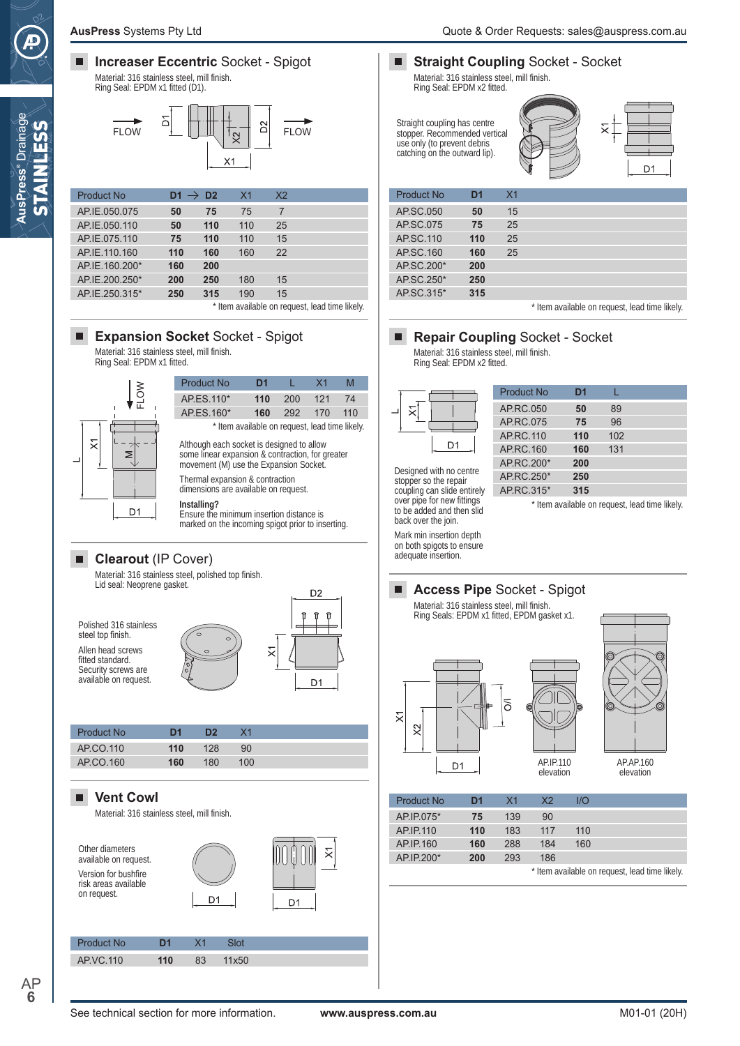## Increaser Eccentric Socket - Spigot

Material: 316 stainless steel, mill finish.
Ring Seal: EPDM x1 fitted (D1).

| Product No | D1 → D2 | | X1 | X2 |
|---|---|---|---|---|
| AP.IE.050.075 | **50** | **75** | 75 | 7 |
| AP.IE.050.110 | **50** | **110** | 110 | 25 |
| AP.IE.075.110 | **75** | **110** | 110 | 15 |
| AP.IE.110.160 | **110** | **160** | 160 | 22 |
| AP.IE.160.200* | **160** | **200** | | |
| AP.IE.200.250* | **200** | **250** | 180 | 15 |
| AP.IE.250.315* | **250** | **315** | 190 | 15 |

\* Item available on request, lead time likely.

## Expansion Socket Socket - Spigot

Material: 316 stainless steel, mill finish.
Ring Seal: EPDM x1 fitted.

| Product No | D1 | L | X1 | M |
|---|---|---|---|---|
| AP.ES.110* | **110** | 200 | 121 | 74 |
| AP.ES.160* | **160** | 292 | 170 | 110 |

\* Item available on request, lead time likely.

Although each socket is designed to allow some linear expansion & contraction, for greater movement (M) use the Expansion Socket.

Thermal expansion & contraction dimensions are available on request.

**Installing?**
Ensure the minimum insertion distance is marked on the incoming spigot prior to inserting.

## Clearout (IP Cover)

Material: 316 stainless steel, polished top finish.
Lid seal: Neoprene gasket.

Polished 316 stainless steel top finish.

Allen head screws fitted standard. Security screws are available on request.

| Product No | D1 | D2 | X1 |
|---|---|---|---|
| AP.CO.110 | **110** | 128 | 90 |
| AP.CO.160 | **160** | 180 | 100 |

## Vent Cowl

Material: 316 stainless steel, mill finish.

Other diameters available on request.

Version for bushfire risk areas available on request.

| Product No | D1 | X1 | Slot |
|---|---|---|---|
| AP.VC.110 | **110** | 83 | 11x50 |

## Straight Coupling Socket - Socket

Material: 316 stainless steel, mill finish.
Ring Seal: EPDM x2 fitted.

Straight coupling has centre stopper. Recommended vertical use only (to prevent debris catching on the outward lip).

| Product No | D1 | X1 |
|---|---|---|
| AP.SC.050 | **50** | 15 |
| AP.SC.075 | **75** | 25 |
| AP.SC.110 | **110** | 25 |
| AP.SC.160 | **160** | 25 |
| AP.SC.200* | **200** | |
| AP.SC.250* | **250** | |
| AP.SC.315* | **315** | |

\* Item available on request, lead time likely.

## Repair Coupling Socket - Socket

Material: 316 stainless steel, mill finish.
Ring Seal: EPDM x2 fitted.

| Product No | D1 | L |
|---|---|---|
| AP.RC.050 | **50** | 89 |
| AP.RC.075 | **75** | 96 |
| AP.RC.110 | **110** | 102 |
| AP.RC.160 | **160** | 131 |
| AP.RC.200* | **200** | |
| AP.RC.250* | **250** | |
| AP.RC.315* | **315** | |

\* Item available on request, lead time likely.

Designed with no centre stopper so the repair coupling can slide entirely over pipe for new fittings to be added and then slid back over the join.

Mark min insertion depth on both spigots to ensure adequate insertion.

## Access Pipe Socket - Spigot

Material: 316 stainless steel, mill finish.
Ring Seals: EPDM x1 fitted, EPDM gasket x1.

AP.IP.110 elevation

AP.AP.160 elevation

| Product No | D1 | X1 | X2 | I/O |
|---|---|---|---|---|
| AP.IP.075* | **75** | 139 | 90 | |
| AP.IP.110 | **110** | 183 | 117 | 110 |
| AP.IP.160 | **160** | 288 | 184 | 160 |
| AP.IP.200* | **200** | 293 | 186 | |

\* Item available on request, lead time likely.

See technical section for more information.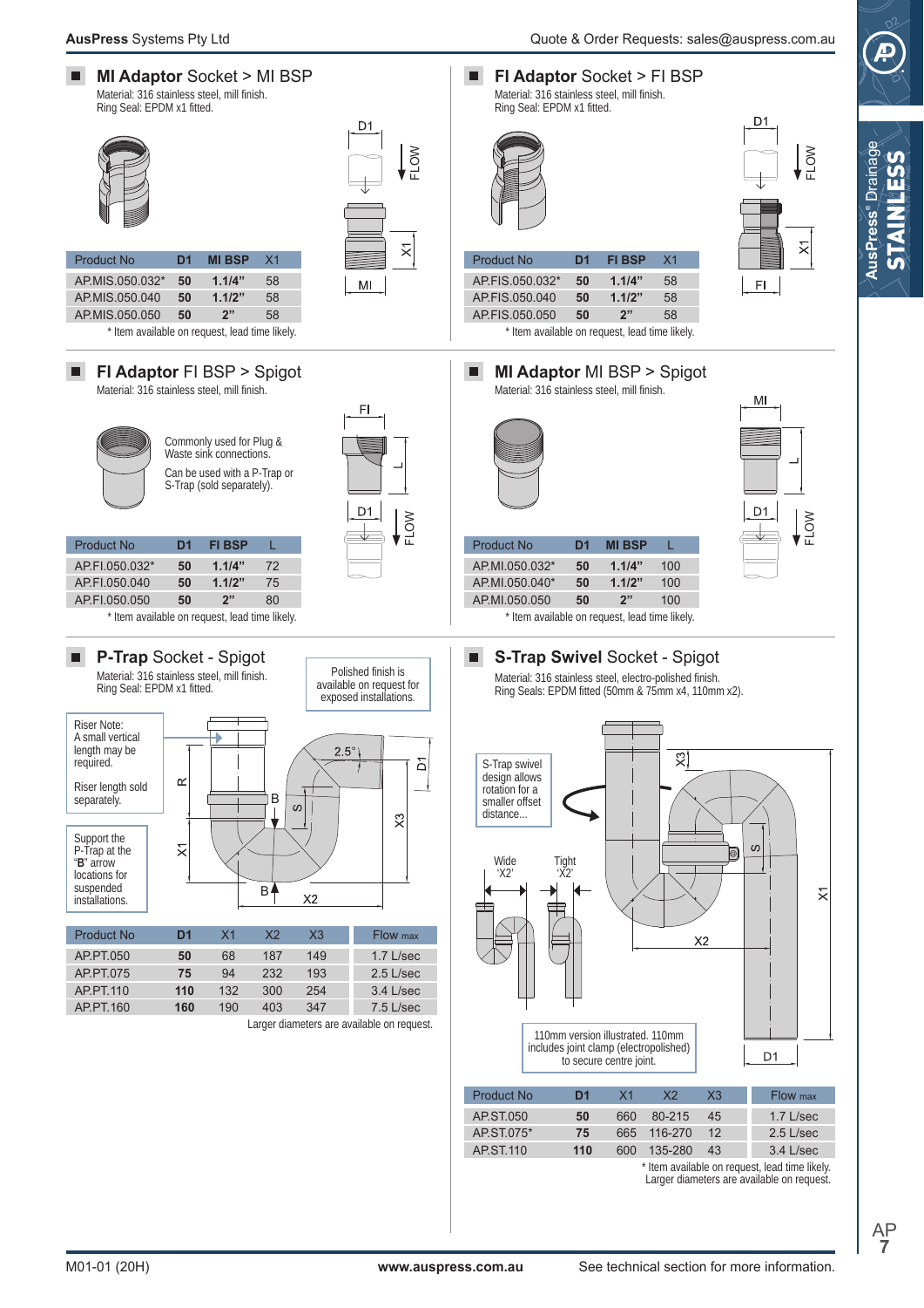## MI Adaptor Socket > MI BSP

Material: 316 stainless steel, mill finish.
Ring Seal: EPDM x1 fitted.

| Product No | D1 | MI BSP | X1 |
|---|---|---|---|
| AP.MIS.050.032* | 50 | 1.1/4" | 58 |
| AP.MIS.050.040 | 50 | 1.1/2" | 58 |
| AP.MIS.050.050 | 50 | 2" | 58 |

* Item available on request, lead time likely.

## FI Adaptor Socket > FI BSP

Material: 316 stainless steel, mill finish.
Ring Seal: EPDM x1 fitted.

| Product No | D1 | FI BSP | X1 |
|---|---|---|---|
| AP.FIS.050.032* | 50 | 1.1/4" | 58 |
| AP.FIS.050.040 | 50 | 1.1/2" | 58 |
| AP.FIS.050.050 | 50 | 2" | 58 |

* Item available on request, lead time likely.

## FI Adaptor FI BSP > Spigot

Material: 316 stainless steel, mill finish.

Commonly used for Plug & Waste sink connections.

Can be used with a P-Trap or S-Trap (sold separately).

| Product No | D1 | FI BSP | L |
|---|---|---|---|
| AP.FI.050.032* | 50 | 1.1/4" | 72 |
| AP.FI.050.040 | 50 | 1.1/2" | 75 |
| AP.FI.050.050 | 50 | 2" | 80 |

* Item available on request, lead time likely.

## MI Adaptor MI BSP > Spigot

Material: 316 stainless steel, mill finish.

| Product No | D1 | MI BSP | L |
|---|---|---|---|
| AP.MI.050.032* | 50 | 1.1/4" | 100 |
| AP.MI.050.040* | 50 | 1.1/2" | 100 |
| AP.MI.050.050 | 50 | 2" | 100 |

* Item available on request, lead time likely.

## P-Trap Socket - Spigot

Material: 316 stainless steel, mill finish.
Ring Seal: EPDM x1 fitted.

Polished finish is available on request for exposed installations.

Riser Note: A small vertical length may be required.

Riser length sold separately.

Support the P-Trap at the "**B**" arrow locations for suspended installations.

| Product No | D1 | X1 | X2 | X3 | Flow max |
|---|---|---|---|---|---|
| AP.PT.050 | 50 | 68 | 187 | 149 | 1.7 L/sec |
| AP.PT.075 | 75 | 94 | 232 | 193 | 2.5 L/sec |
| AP.PT.110 | 110 | 132 | 300 | 254 | 3.4 L/sec |
| AP.PT.160 | 160 | 190 | 403 | 347 | 7.5 L/sec |

Larger diameters are available on request.

## S-Trap Swivel Socket - Spigot

Material: 316 stainless steel, electro-polished finish.
Ring Seals: EPDM fitted (50mm & 75mm x4, 110mm x2).

S-Trap swivel design allows rotation for a smaller offset distance...

Wide 'X2' / Tight 'X2'

110mm version illustrated. 110mm includes joint clamp (electropolished) to secure centre joint.

| Product No | D1 | X1 | X2 | X3 | Flow max |
|---|---|---|---|---|---|
| AP.ST.050 | 50 | 660 | 80-215 | 45 | 1.7 L/sec |
| AP.ST.075* | 75 | 665 | 116-270 | 12 | 2.5 L/sec |
| AP.ST.110 | 110 | 600 | 135-280 | 43 | 3.4 L/sec |

* Item available on request, lead time likely.
Larger diameters are available on request.

See technical section for more information.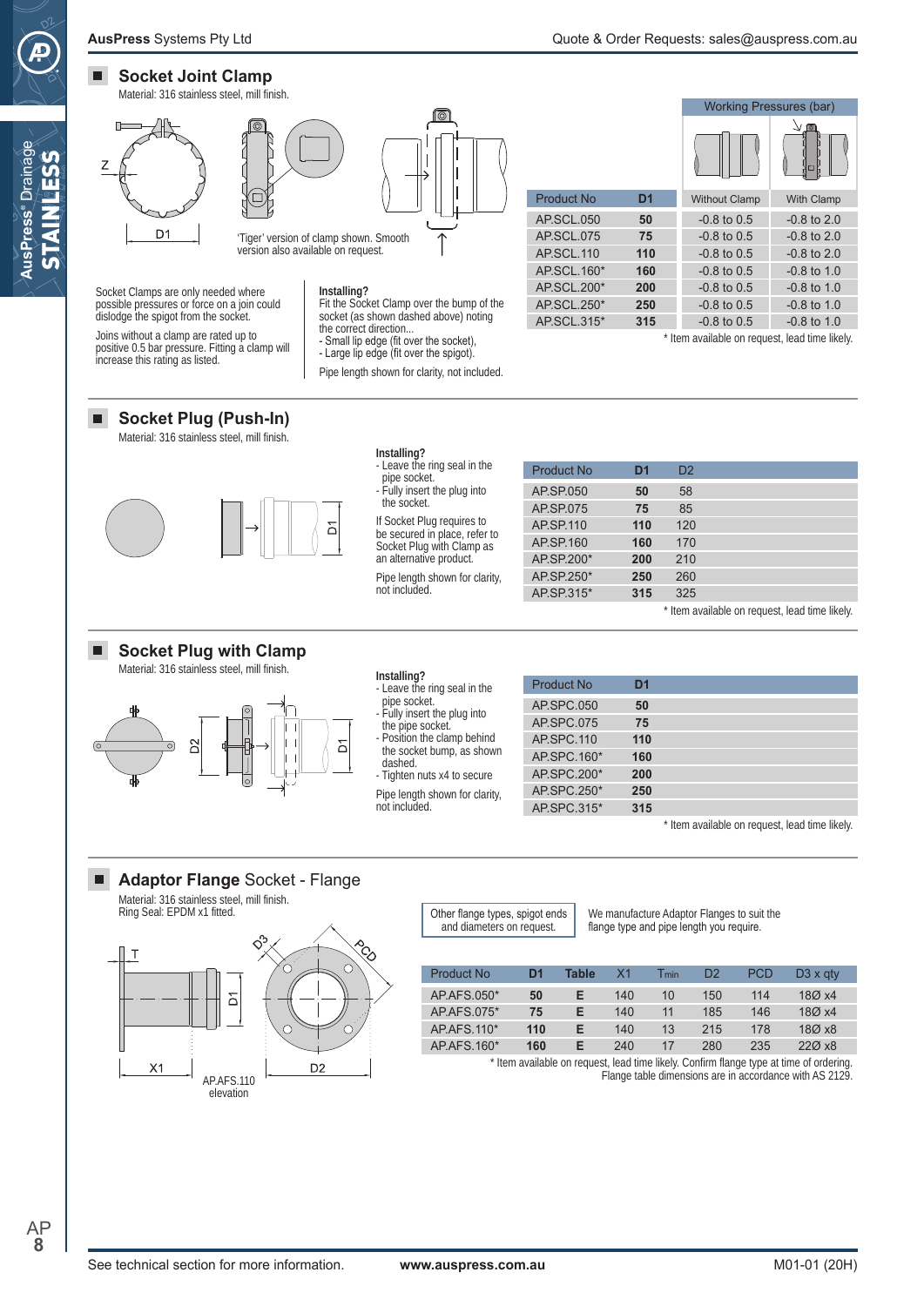## Socket Joint Clamp

Material: 316 stainless steel, mill finish.

'Tiger' version of clamp shown. Smooth version also available on request.

Socket Clamps are only needed where possible pressures or force on a join could dislodge the spigot from the socket.

Joins without a clamp are rated up to positive 0.5 bar pressure. Fitting a clamp will increase this rating as listed.

**Installing?**
Fit the Socket Clamp over the bump of the socket (as shown dashed above) noting the correct direction...
- Small lip edge (fit over the socket),
- Large lip edge (fit over the spigot).

Pipe length shown for clarity, not included.

| Product No | D1 | Working Pressures (bar) Without Clamp | With Clamp |
|---|---|---|---|
| AP.SCL.050 | 50 | -0.8 to 0.5 | -0.8 to 2.0 |
| AP.SCL.075 | 75 | -0.8 to 0.5 | -0.8 to 2.0 |
| AP.SCL.110 | 110 | -0.8 to 0.5 | -0.8 to 2.0 |
| AP.SCL.160* | 160 | -0.8 to 0.5 | -0.8 to 1.0 |
| AP.SCL.200* | 200 | -0.8 to 0.5 | -0.8 to 1.0 |
| AP.SCL.250* | 250 | -0.8 to 0.5 | -0.8 to 1.0 |
| AP.SCL.315* | 315 | -0.8 to 0.5 | -0.8 to 1.0 |

* Item available on request, lead time likely.

## Socket Plug (Push-In)

Material: 316 stainless steel, mill finish.

**Installing?**
- Leave the ring seal in the pipe socket.
- Fully insert the plug into the socket.

If Socket Plug requires to be secured in place, refer to Socket Plug with Clamp as an alternative product.

Pipe length shown for clarity, not included.

| Product No | D1 | D2 |
|---|---|---|
| AP.SP.050 | 50 | 58 |
| AP.SP.075 | 75 | 85 |
| AP.SP.110 | 110 | 120 |
| AP.SP.160 | 160 | 170 |
| AP.SP.200* | 200 | 210 |
| AP.SP.250* | 250 | 260 |
| AP.SP.315* | 315 | 325 |

* Item available on request, lead time likely.

## Socket Plug with Clamp

Material: 316 stainless steel, mill finish.

**Installing?**
- Leave the ring seal in the pipe socket.
- Fully insert the plug into the pipe socket.
- Position the clamp behind the socket bump, as shown dashed.
- Tighten nuts x4 to secure

Pipe length shown for clarity, not included.

| Product No | D1 |
|---|---|
| AP.SPC.050 | 50 |
| AP.SPC.075 | 75 |
| AP.SPC.110 | 110 |
| AP.SPC.160* | 160 |
| AP.SPC.200* | 200 |
| AP.SPC.250* | 250 |
| AP.SPC.315* | 315 |

* Item available on request, lead time likely.

## Adaptor Flange Socket - Flange

Material: 316 stainless steel, mill finish.
Ring Seal: EPDM x1 fitted.

AP.AFS.110 elevation

Other flange types, spigot ends and diameters on request.

We manufacture Adaptor Flanges to suit the flange type and pipe length you require.

| Product No | D1 | Table | X1 | $T_{min}$ | D2 | PCD | D3 x qty |
|---|---|---|---|---|---|---|---|
| AP.AFS.050* | 50 | E | 140 | 10 | 150 | 114 | 18Ø x4 |
| AP.AFS.075* | 75 | E | 140 | 11 | 185 | 146 | 18Ø x4 |
| AP.AFS.110* | 110 | E | 140 | 13 | 215 | 178 | 18Ø x8 |
| AP.AFS.160* | 160 | E | 240 | 17 | 280 | 235 | 22Ø x8 |

* Item available on request, lead time likely. Confirm flange type at time of ordering.
Flange table dimensions are in accordance with AS 2129.

See technical section for more information.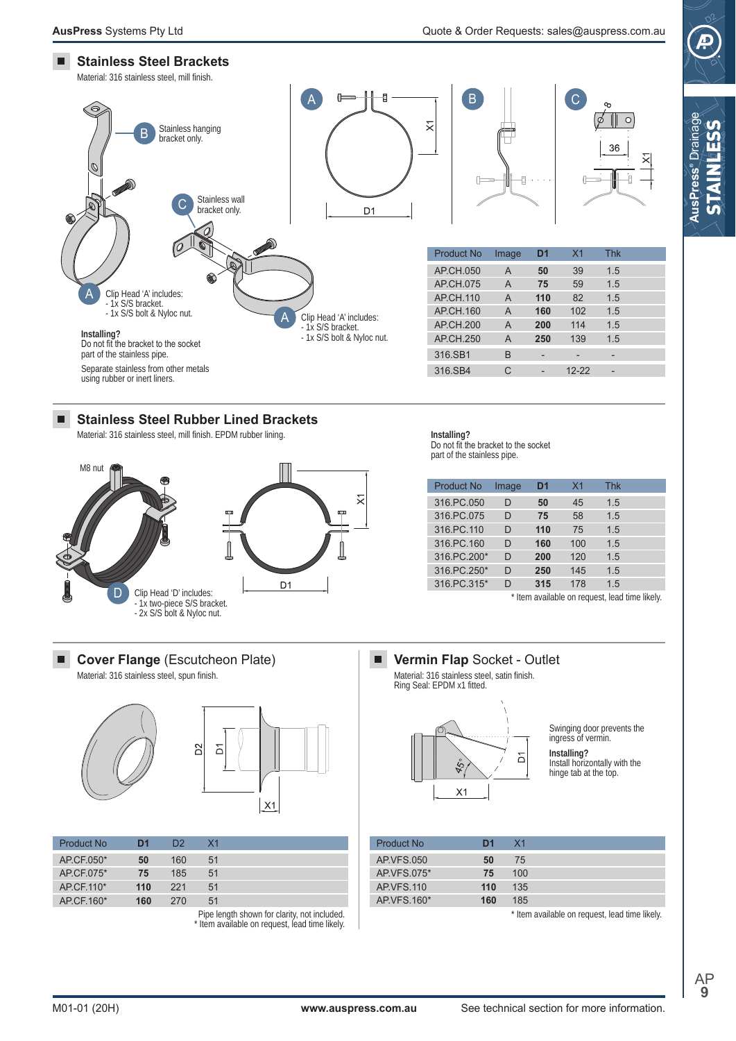## Stainless Steel Brackets

Material: 316 stainless steel, mill finish.

B — Stainless hanging bracket only.

C — Stainless wall bracket only.

A — Clip Head 'A' includes:
- 1x S/S bracket.
- 1x S/S bolt & Nyloc nut.

**Installing?**
Do not fit the bracket to the socket part of the stainless pipe.

Separate stainless from other metals using rubber or inert liners.

| Product No | Image | D1 | X1 | Thk |
|---|---|---|---|---|
| AP.CH.050 | A | **50** | 39 | 1.5 |
| AP.CH.075 | A | **75** | 59 | 1.5 |
| AP.CH.110 | A | **110** | 82 | 1.5 |
| AP.CH.160 | A | **160** | 102 | 1.5 |
| AP.CH.200 | A | **200** | 114 | 1.5 |
| AP.CH.250 | A | **250** | 139 | 1.5 |
| 316.SB1 | B | - | - | - |
| 316.SB4 | C | - | 12-22 | - |

## Stainless Steel Rubber Lined Brackets

Material: 316 stainless steel, mill finish. EPDM rubber lining.

M8 nut

D — Clip Head 'D' includes:
- 1x two-piece S/S bracket.
- 2x S/S bolt & Nyloc nut.

**Installing?**
Do not fit the bracket to the socket part of the stainless pipe.

| Product No | Image | D1 | X1 | Thk |
|---|---|---|---|---|
| 316.PC.050 | D | **50** | 45 | 1.5 |
| 316.PC.075 | D | **75** | 58 | 1.5 |
| 316.PC.110 | D | **110** | 75 | 1.5 |
| 316.PC.160 | D | **160** | 100 | 1.5 |
| 316.PC.200* | D | **200** | 120 | 1.5 |
| 316.PC.250* | D | **250** | 145 | 1.5 |
| 316.PC.315* | D | **315** | 178 | 1.5 |

* Item available on request, lead time likely.

## Cover Flange (Escutcheon Plate)

Material: 316 stainless steel, spun finish.

| Product No | D1 | D2 | X1 |
|---|---|---|---|
| AP.CF.050* | **50** | 160 | 51 |
| AP.CF.075* | **75** | 185 | 51 |
| AP.CF.110* | **110** | 221 | 51 |
| AP.CF.160* | **160** | 270 | 51 |

Pipe length shown for clarity, not included.
* Item available on request, lead time likely.

## Vermin Flap Socket - Outlet

Material: 316 stainless steel, satin finish.
Ring Seal: EPDM x1 fitted.

Swinging door prevents the ingress of vermin.

**Installing?**
Install horizontally with the hinge tab at the top.

| Product No | D1 | X1 |
|---|---|---|
| AP.VFS.050 | **50** | 75 |
| AP.VFS.075* | **75** | 100 |
| AP.VFS.110 | **110** | 135 |
| AP.VFS.160* | **160** | 185 |

* Item available on request, lead time likely.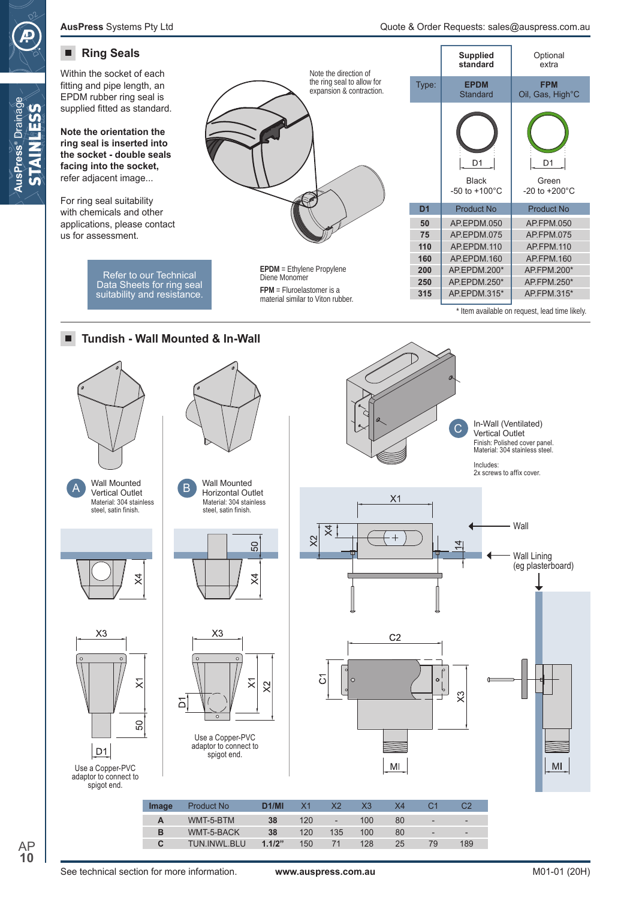## Ring Seals

Within the socket of each fitting and pipe length, an EPDM rubber ring seal is supplied fitted as standard.

**Note the orientation the ring seal is inserted into the socket - double seals facing into the socket,** refer adjacent image...

For ring seal suitability with chemicals and other applications, please contact us for assessment.

Refer to our Technical Data Sheets for ring seal suitability and resistance.

Note the direction of the ring seal to allow for expansion & contraction.

**EPDM** = Ethylene Propylene Diene Monomer

**FPM** = Fluroelastomer is a material similar to Viton rubber.

| | Supplied standard | Optional extra |
|---|---|---|
| Type: | **EPDM** Standard | **FPM** Oil, Gas, High°C |
| | Black -50 to +100°C | Green -20 to +200°C |
| **D1** | Product No | Product No |
| **50** | AP.EPDM.050 | AP.FPM.050 |
| **75** | AP.EPDM.075 | AP.FPM.075 |
| **110** | AP.EPDM.110 | AP.FPM.110 |
| **160** | AP.EPDM.160 | AP.FPM.160 |
| **200** | AP.EPDM.200* | AP.FPM.200* |
| **250** | AP.EPDM.250* | AP.FPM.250* |
| **315** | AP.EPDM.315* | AP.FPM.315* |

\* Item available on request, lead time likely.

## Tundish - Wall Mounted & In-Wall

**A** Wall Mounted Vertical Outlet
Material: 304 stainless steel, satin finish.

**B** Wall Mounted Horizontal Outlet
Material: 304 stainless steel, satin finish.

**C** In-Wall (Ventilated) Vertical Outlet
Finish: Polished cover panel.
Material: 304 stainless steel.

Includes:
2x screws to affix cover.

Wall

Wall Lining (eg plasterboard)

Use a Copper-PVC adaptor to connect to spigot end.

Use a Copper-PVC adaptor to connect to spigot end.

| Image | Product No | D1/MI | X1 | X2 | X3 | X4 | C1 | C2 |
|---|---|---|---|---|---|---|---|---|
| **A** | WMT-5-BTM | **38** | 120 | - | 100 | 80 | - | - |
| **B** | WMT-5-BACK | **38** | 120 | 135 | 100 | 80 | - | - |
| **C** | TUN.INWL.BLU | **1.1/2"** | 150 | 71 | 128 | 25 | 79 | 189 |

See technical section for more information. **www.auspress.com.au** M01-01 (20H)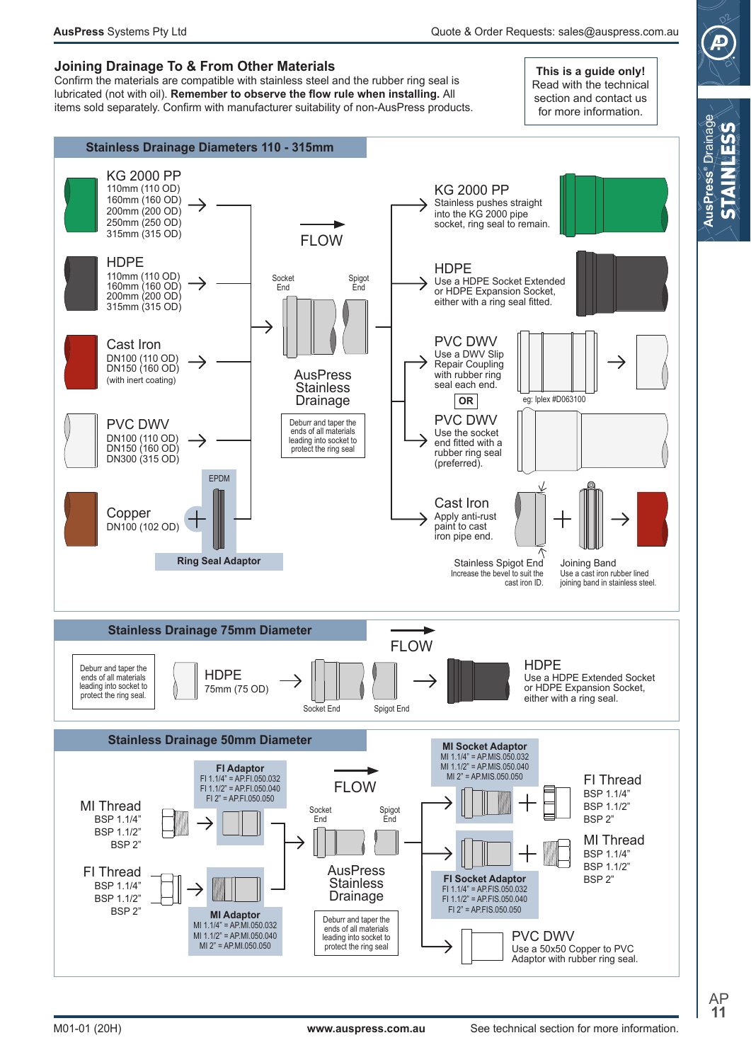## Joining Drainage To & From Other Materials

Confirm the materials are compatible with stainless steel and the rubber ring seal is lubricated (not with oil). **Remember to observe the flow rule when installing.** All items sold separately. Confirm with manufacturer suitability of non-AusPress products.

**This is a guide only!** Read with the technical section and contact us for more information.

### Stainless Drainage Diameters 110 - 315mm

**Into AusPress Stainless Drainage (Socket End):**

- **KG 2000 PP**: 110mm (110 OD), 160mm (160 OD), 200mm (200 OD), 250mm (250 OD), 315mm (315 OD)
- **HDPE**: 110mm (110 OD), 160mm (160 OD), 200mm (200 OD), 315mm (315 OD)
- **Cast Iron**: DN100 (110 OD), DN150 (160 OD) (with inert coating)
- **PVC DWV**: DN100 (110 OD), DN150 (160 OD), DN300 (315 OD)
- **Copper**: DN100 (102 OD) + Ring Seal Adaptor (EPDM)

FLOW →

**AusPress Stainless Drainage** (Socket End / Spigot End)

Deburr and taper the ends of all materials leading into socket to protect the ring seal

**From AusPress Stainless Drainage (Spigot End):**

- **KG 2000 PP**: Stainless pushes straight into the KG 2000 pipe socket, ring seal to remain.
- **HDPE**: Use a HDPE Socket Extended or HDPE Expansion Socket, either with a ring seal fitted.
- **PVC DWV**: Use a DWV Slip Repair Coupling with rubber ring seal each end. (eg: Iplex #D063100)

  **OR**
- **PVC DWV**: Use the socket end fitted with a rubber ring seal (preferred).
- **Cast Iron**: Apply anti-rust paint to cast iron pipe end.
  - Stainless Spigot End: Increase the bevel to suit the cast iron ID.
  - Joining Band: Use a cast iron rubber lined joining band in stainless steel.

### Stainless Drainage 75mm Diameter

Deburr and taper the ends of all materials leading into socket to protect the ring seal.

FLOW →

- **HDPE** 75mm (75 OD) → Socket End / Spigot End →
- **HDPE**: Use a HDPE Extended Socket or HDPE Expansion Socket, either with a ring seal.

### Stainless Drainage 50mm Diameter

**Into AusPress Stainless Drainage:**

- **MI Thread** BSP 1.1/4", BSP 1.1/2", BSP 2" → **FI Adaptor**
  - FI 1.1/4" = AP.FI.050.032
  - FI 1.1/2" = AP.FI.050.040
  - FI 2" = AP.FI.050.050
- **FI Thread** BSP 1.1/4", BSP 1.1/2", BSP 2" → **MI Adaptor**
  - MI 1.1/4" = AP.MI.050.032
  - MI 1.1/2" = AP.MI.050.040
  - MI 2" = AP.MI.050.050

FLOW →

**AusPress Stainless Drainage** (Socket End / Spigot End)

Deburr and taper the ends of all materials leading into socket to protect the ring seal

**From AusPress Stainless Drainage:**

- **MI Socket Adaptor** + **FI Thread** BSP 1.1/4", BSP 1.1/2", BSP 2"
  - MI 1.1/4" = AP.MIS.050.032
  - MI 1.1/2" = AP.MIS.050.040
  - MI 2" = AP.MIS.050.050
- **FI Socket Adaptor** + **MI Thread** BSP 1.1/4", BSP 1.1/2", BSP 2"
  - FI 1.1/4" = AP.FIS.050.032
  - FI 1.1/2" = AP.FIS.050.040
  - FI 2" = AP.FIS.050.050
- **PVC DWV**: Use a 50x50 Copper to PVC Adaptor with rubber ring seal.

See technical section for more information.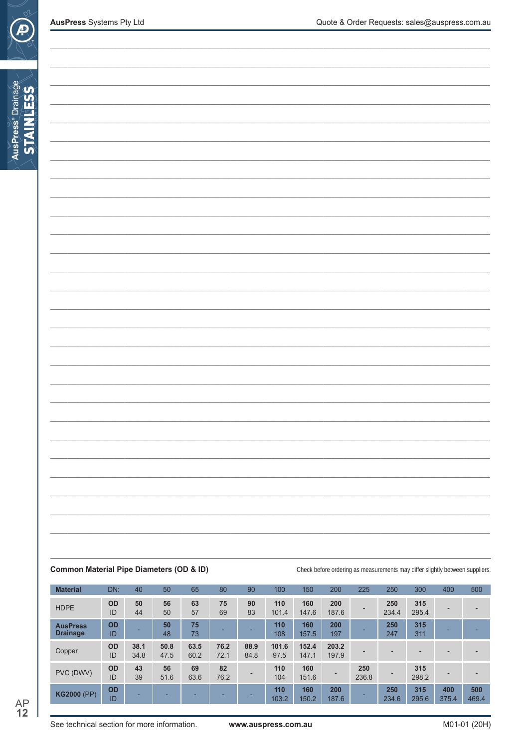**Common Material Pipe Diameters (OD & ID)**

Check before ordering as measurements may differ slightly between suppliers.

| Material | DN: | 40 | 50 | 65 | 80 | 90 | 100 | 150 | 200 | 225 | 250 | 300 | 400 | 500 |
|---|---|---|---|---|---|---|---|---|---|---|---|---|---|---|
| HDPE | OD | **50** | **56** | **63** | **75** | **90** | **110** | **160** | **200** | - | **250** | **315** | - | - |
| | ID | 44 | 50 | 57 | 69 | 83 | 101.4 | 147.6 | 187.6 | | 234.4 | 295.4 | | |
| **AusPress Drainage** | OD | - | **50** | **75** | - | - | **110** | **160** | **200** | - | **250** | **315** | - | - |
| | ID | | 48 | 73 | | | 108 | 157.5 | 197 | | 247 | 311 | | |
| Copper | OD | **38.1** | **50.8** | **63.5** | **76.2** | **88.9** | **101.6** | **152.4** | **203.2** | - | - | - | - | - |
| | ID | 34.8 | 47.5 | 60.2 | 72.1 | 84.8 | 97.5 | 147.1 | 197.9 | | | | | |
| PVC (DWV) | OD | **43** | **56** | **69** | **82** | - | **110** | **160** | - | **250** | - | **315** | - | - |
| | ID | 39 | 51.6 | 63.6 | 76.2 | | 104 | 151.6 | | 236.8 | | 298.2 | | |
| **KG2000** (PP) | OD | - | - | - | - | - | **110** | **160** | **200** | - | **250** | **315** | **400** | **500** |
| | ID | | | | | | 103.2 | 150.2 | 187.6 | | 234.6 | 295.6 | 375.4 | 469.4 |

See technical section for more information.